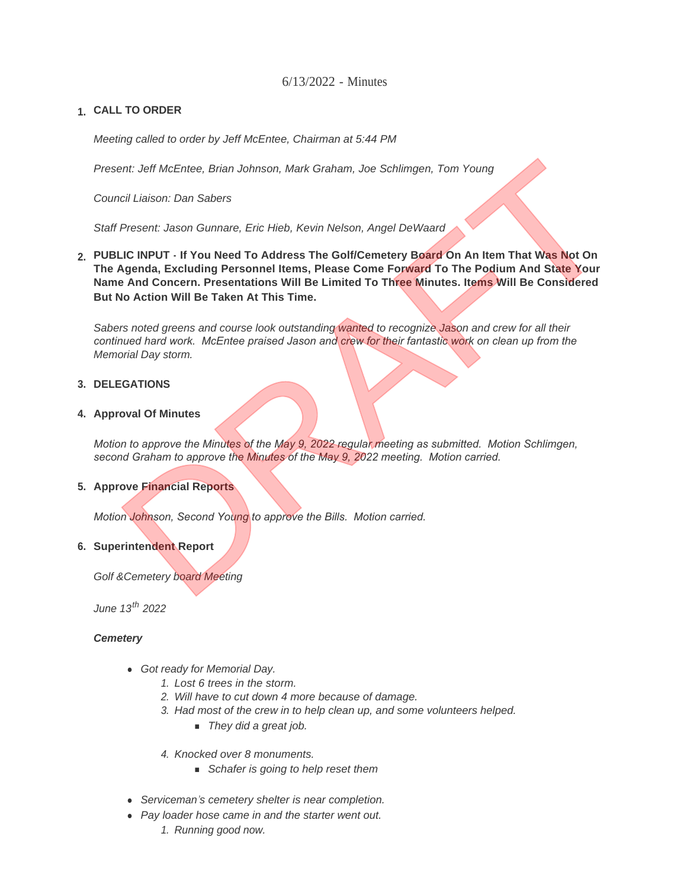6/13/2022 - Minutes

1. **CALL TO ORDER**

   *Meeting called to order by Jeff McEntee, Chairman at 5:44 PM*

   *Present: Jeff McEntee, Brian Johnson, Mark Graham, Joe Schlimgen, Tom Young*

   *Council Liaison: Dan Sabers*

   *Staff Present: Jason Gunnare, Eric Hieb, Kevin Nelson, Angel DeWaard*

2. **PUBLIC INPUT - If You Need To Address The Golf/Cemetery Board On An Item That Was Not On The Agenda, Excluding Personnel Items, Please Come Forward To The Podium And State Your Name And Concern. Presentations Will Be Limited To Three Minutes. Items Will Be Considered But No Action Will Be Taken At This Time.**

   *Sabers noted greens and course look outstanding wanted to recognize Jason and crew for all their continued hard work. McEntee praised Jason and crew for their fantastic work on clean up from the Memorial Day storm.*

3. **DELEGATIONS**

4. **Approval Of Minutes**

   *Motion to approve the Minutes of the May 9, 2022 regular meeting as submitted. Motion Schlimgen, second Graham to approve the Minutes of the May 9, 2022 meeting. Motion carried.*

5. **Approve Financial Reports**

   *Motion Johnson, Second Young to approve the Bills. Motion carried.*

6. **Superintendent Report**

   *Golf &Cemetery board Meeting*

   *June 13th 2022*

   ***Cemetery***

   - *Got ready for Memorial Day.*
     1. *Lost 6 trees in the storm.*
     2. *Will have to cut down 4 more because of damage.*
     3. *Had most of the crew in to help clean up, and some volunteers helped.*
        - *They did a great job.*
     4. *Knocked over 8 monuments.*
        - *Schafer is going to help reset them*
   - *Serviceman's cemetery shelter is near completion.*
   - *Pay loader hose came in and the starter went out.*
     1. *Running good now.*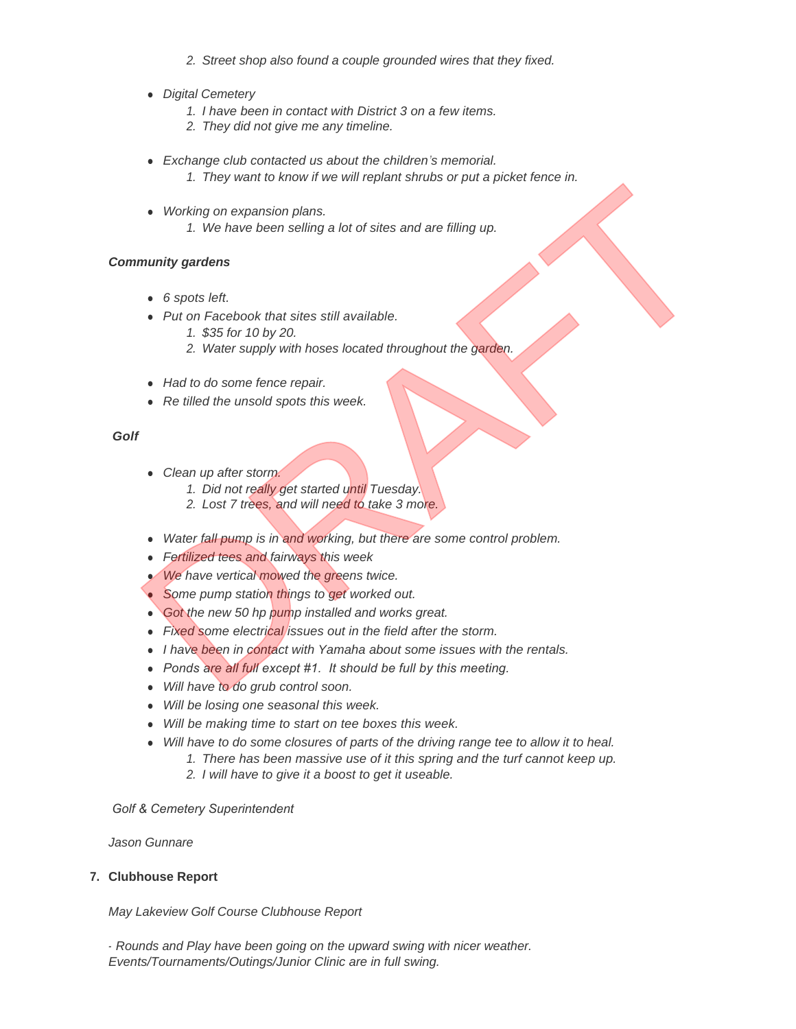2. *Street shop also found a couple grounded wires that they fixed.*

- *Digital Cemetery*
  1. *I have been in contact with District 3 on a few items.*
  2. *They did not give me any timeline.*

- *Exchange club contacted us about the children's memorial.*
  1. *They want to know if we will replant shrubs or put a picket fence in.*

- *Working on expansion plans.*
  1. *We have been selling a lot of sites and are filling up.*

***Community gardens***

- *6 spots left.*
- *Put on Facebook that sites still available.*
  1. *$35 for 10 by 20.*
  2. *Water supply with hoses located throughout the garden.*

- *Had to do some fence repair.*
- *Re tilled the unsold spots this week.*

***Golf***

- *Clean up after storm.*
  1. *Did not really get started until Tuesday.*
  2. *Lost 7 trees, and will need to take 3 more.*

- *Water fall pump is in and working, but there are some control problem.*
- *Fertilized tees and fairways this week*
- *We have vertical mowed the greens twice.*
- *Some pump station things to get worked out.*
- *Got the new 50 hp pump installed and works great.*
- *Fixed some electrical issues out in the field after the storm.*
- *I have been in contact with Yamaha about some issues with the rentals.*
- *Ponds are all full except #1. It should be full by this meeting.*
- *Will have to do grub control soon.*
- *Will be losing one seasonal this week.*
- *Will be making time to start on tee boxes this week.*
- *Will have to do some closures of parts of the driving range tee to allow it to heal.*
  1. *There has been massive use of it this spring and the turf cannot keep up.*
  2. *I will have to give it a boost to get it useable.*

*Golf & Cemetery Superintendent*

*Jason Gunnare*

**7. Clubhouse Report**

*May Lakeview Golf Course Clubhouse Report*

*- Rounds and Play have been going on the upward swing with nicer weather. Events/Tournaments/Outings/Junior Clinic are in full swing.*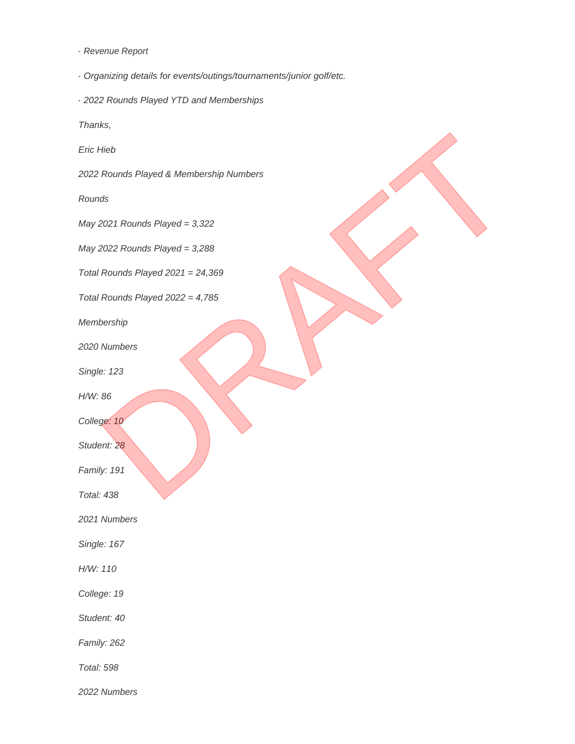- *Revenue Report*

- *Organizing details for events/outings/tournaments/junior golf/etc.*

- *2022 Rounds Played YTD and Memberships*

*Thanks,*

*Eric Hieb*

*2022 Rounds Played & Membership Numbers*

*Rounds*

*May 2021 Rounds Played = 3,322*

*May 2022 Rounds Played = 3,288*

*Total Rounds Played 2021 = 24,369*

*Total Rounds Played 2022 = 4,785*

*Membership*

*2020 Numbers*

*Single: 123*

*H/W: 86*

*College: 10*

*Student: 28*

*Family: 191*

*Total: 438*

*2021 Numbers*

*Single: 167*

*H/W: 110*

*College: 19*

*Student: 40*

*Family: 262*

*Total: 598*

*2022 Numbers*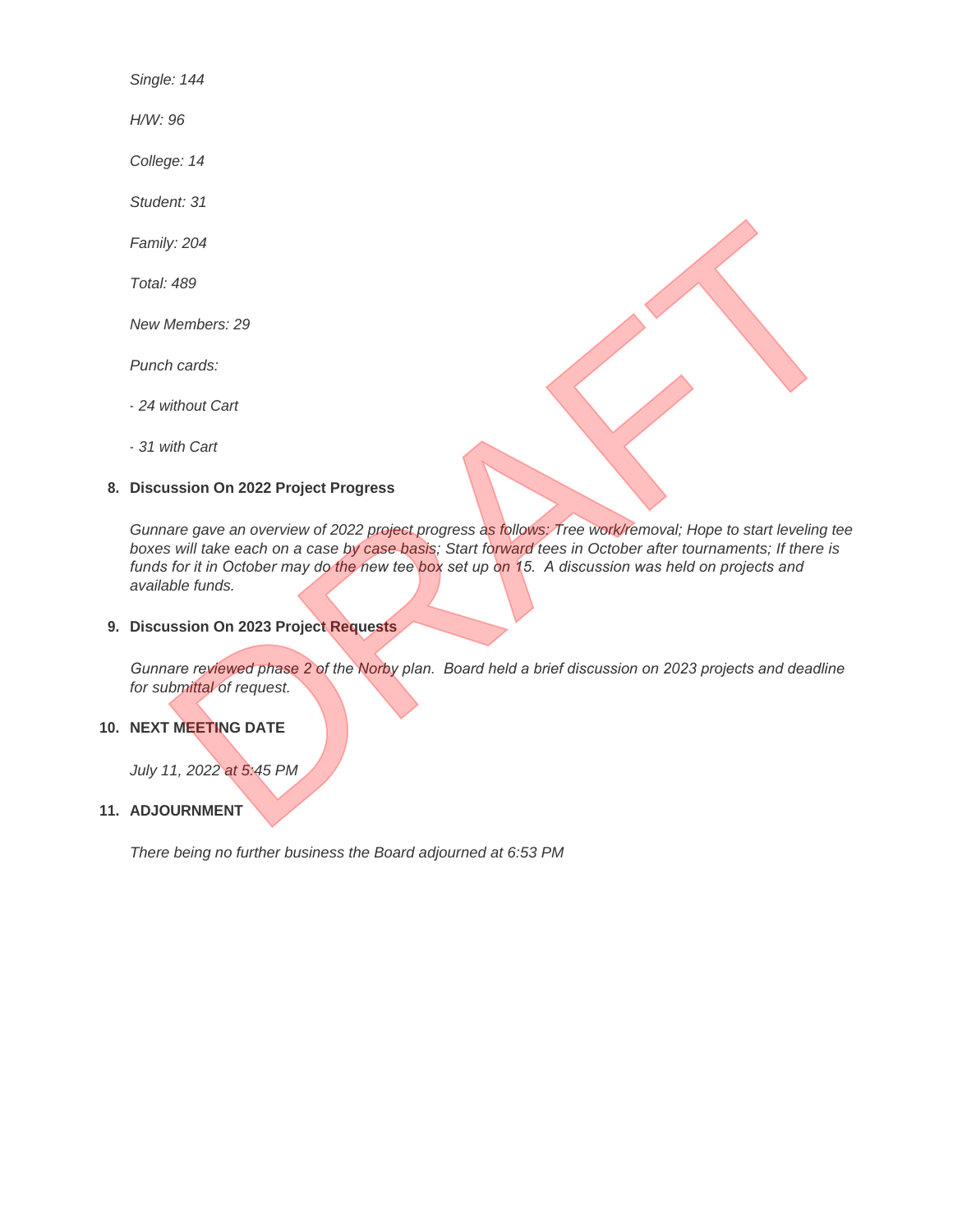*Single: 144*

*H/W: 96*

*College: 14*

*Student: 31*

*Family: 204*

*Total: 489*

*New Members: 29*

*Punch cards:*

*- 24 without Cart*

*- 31 with Cart*

8. **Discussion On 2022 Project Progress**

   *Gunnare gave an overview of 2022 project progress as follows: Tree work/removal; Hope to start leveling tee boxes will take each on a case by case basis; Start forward tees in October after tournaments; If there is funds for it in October may do the new tee box set up on 15. A discussion was held on projects and available funds.*

9. **Discussion On 2023 Project Requests**

   *Gunnare reviewed phase 2 of the Norby plan. Board held a brief discussion on 2023 projects and deadline for submittal of request.*

10. **NEXT MEETING DATE**

    *July 11, 2022 at 5:45 PM*

11. **ADJOURNMENT**

    *There being no further business the Board adjourned at 6:53 PM*